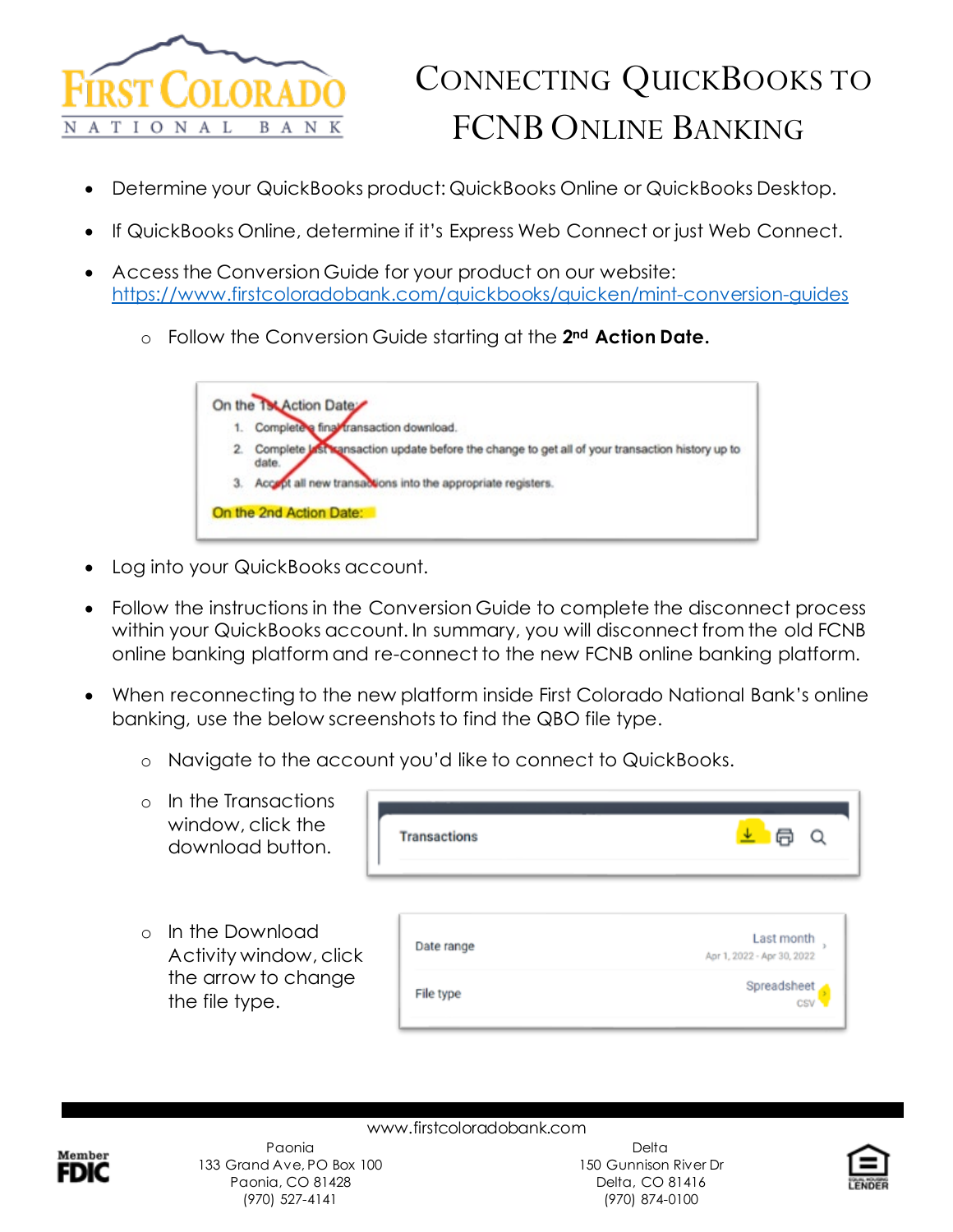# Connecting QuickBooks to FCNB Online Banking

- Determine your QuickBooks product: QuickBooks Online or QuickBooks Desktop.
- If QuickBooks Online, determine if it's Express Web Connect or just Web Connect.
- Access the Conversion Guide for your product on our website: https://www.firstcoloradobank.com/quickbooks/quicken/mint-conversion-guides
  - Follow the Conversion Guide starting at the 2nd **Action Date.**

On the 1st Action Date:

1. Complete a final transaction download.
2. Complete last transaction update before the change to get all of your transaction history up to date.
3. Accept all new transactions into the appropriate registers.

On the 2nd Action Date:

- Log into your QuickBooks account.
- Follow the instructions in the Conversion Guide to complete the disconnect process within your QuickBooks account. In summary, you will disconnect from the old FCNB online banking platform and re-connect to the new FCNB online banking platform.
- When reconnecting to the new platform inside First Colorado National Bank's online banking, use the below screenshots to find the QBO file type.
  - Navigate to the account you'd like to connect to QuickBooks.
  - In the Transactions window, click the download button.

Transactions

  - In the Download Activity window, click the arrow to change the file type.

| | |
|---|---|
| Date range | Last month<br>Apr 1, 2022 - Apr 30, 2022 |
| File type | Spreadsheet<br>CSV |

www.firstcoloradobank.com

Paonia
133 Grand Ave, PO Box 100
Paonia, CO 81428
(970) 527-4141

Delta
150 Gunnison River Dr
Delta, CO 81416
(970) 874-0100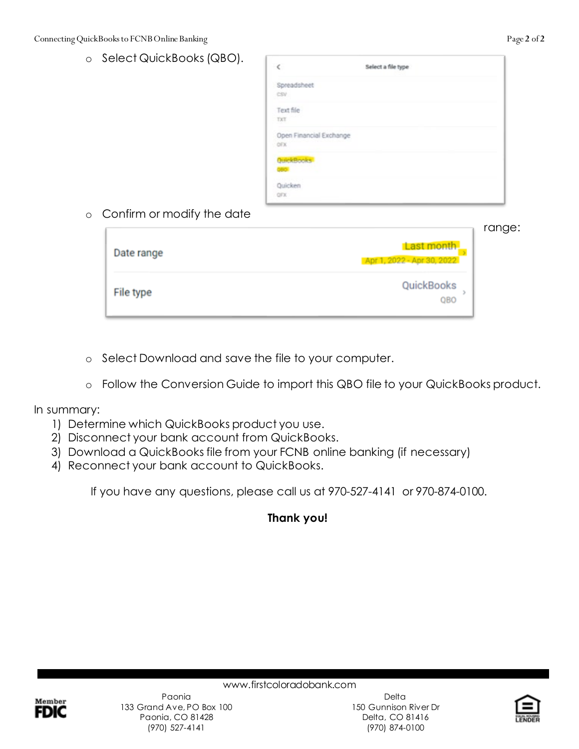- Select QuickBooks (QBO).

Select a file type

Spreadsheet
CSV

Text file
TXT

Open Financial Exchange
OFX

QuickBooks
QBO

Quicken
QFX

- Confirm or modify the date range:

| | |
|---|---|
| Date range | Last month Apr 1, 2022 - Apr 30, 2022 |
| File type | QuickBooks QBO |

- Select Download and save the file to your computer.
- Follow the Conversion Guide to import this QBO file to your QuickBooks product.

In summary:

1) Determine which QuickBooks product you use.
2) Disconnect your bank account from QuickBooks.
3) Download a QuickBooks file from your FCNB online banking (if necessary)
4) Reconnect your bank account to QuickBooks.

If you have any questions, please call us at 970-527-4141 or 970-874-0100.

**Thank you!**

www.firstcoloradobank.com

Member FDIC

Paonia
133 Grand Ave, PO Box 100
Paonia, CO 81428
(970) 527-4141

Delta
150 Gunnison River Dr
Delta, CO 81416
(970) 874-0100

Equal Housing Lender